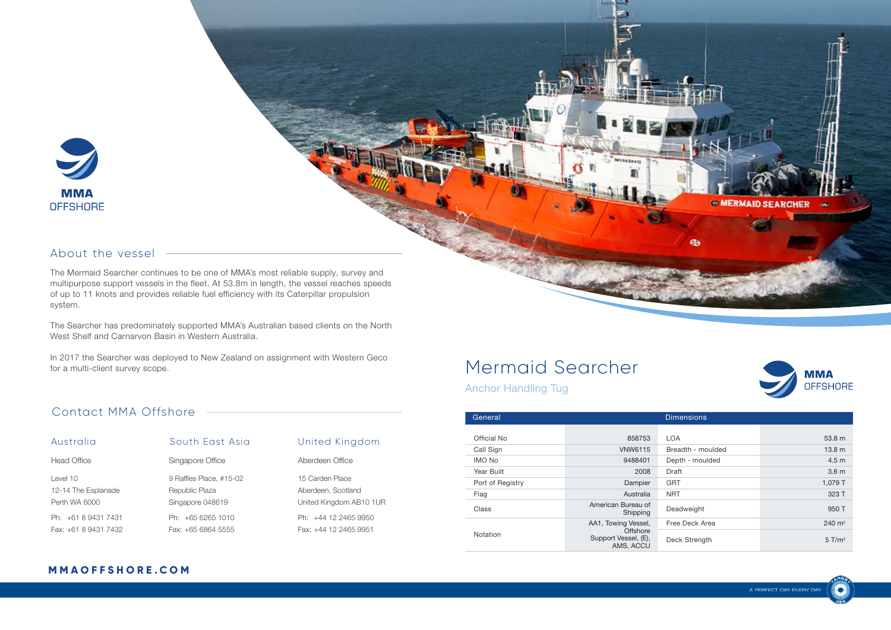MMA OFFSHORE

## About the vessel

The Mermaid Searcher continues to be one of MMA's most reliable supply, survey and multipurpose support vessels in the fleet. At 53.8m in length, the vessel reaches speeds of up to 11 knots and provides reliable fuel efficiency with its Caterpillar propulsion system.

The Searcher has predominately supported MMA's Australian based clients on the North West Shelf and Carnarvon Basin in Western Australia.

In 2017 the Searcher was deployed to New Zealand on assignment with Western Geco for a multi-client survey scope.

## Contact MMA Offshore

### Australia

Head Office

Level 10
12-14 The Esplanade
Perth WA 6000

Ph: +61 8 9431 7431
Fax: +61 8 9431 7432

### South East Asia

Singapore Office

9 Raffles Place, #15-02
Republic Plaza
Singapore 048619

Ph: +65 6265 1010
Fax: +65 6864 5555

### United Kingdom

Aberdeen Office

15 Carden Place
Aberdeen, Scotland
United Kingdom AB10 1UR

Ph: +44 12 2465 9950
Fax: +44 12 2465 9951

**MMAOFFSHORE.COM**

# Mermaid Searcher

## Anchor Handling Tug

MMA OFFSHORE

| General | | Dimensions | |
|---|---|---|---|
| Official No | 858753 | LOA | 53.8 m |
| Call Sign | VNW6115 | Breadth - moulded | 13.8 m |
| IMO No | 9488401 | Depth - moulded | 4.5 m |
| Year Built | 2008 | Draft | 3.6 m |
| Port of Registry | Dampier | GRT | 1,079 T |
| Flag | Australia | NRT | 323 T |
| Class | American Bureau of Shipping | Deadweight | 950 T |
| Notation | AA1, Towing Vessel, Offshore Support Vessel, (E), AMS, ACCU | Free Deck Area | 240 m² |
| | | Deck Strength | 5 T/m² |

A PERFECT DAY EVERY DAY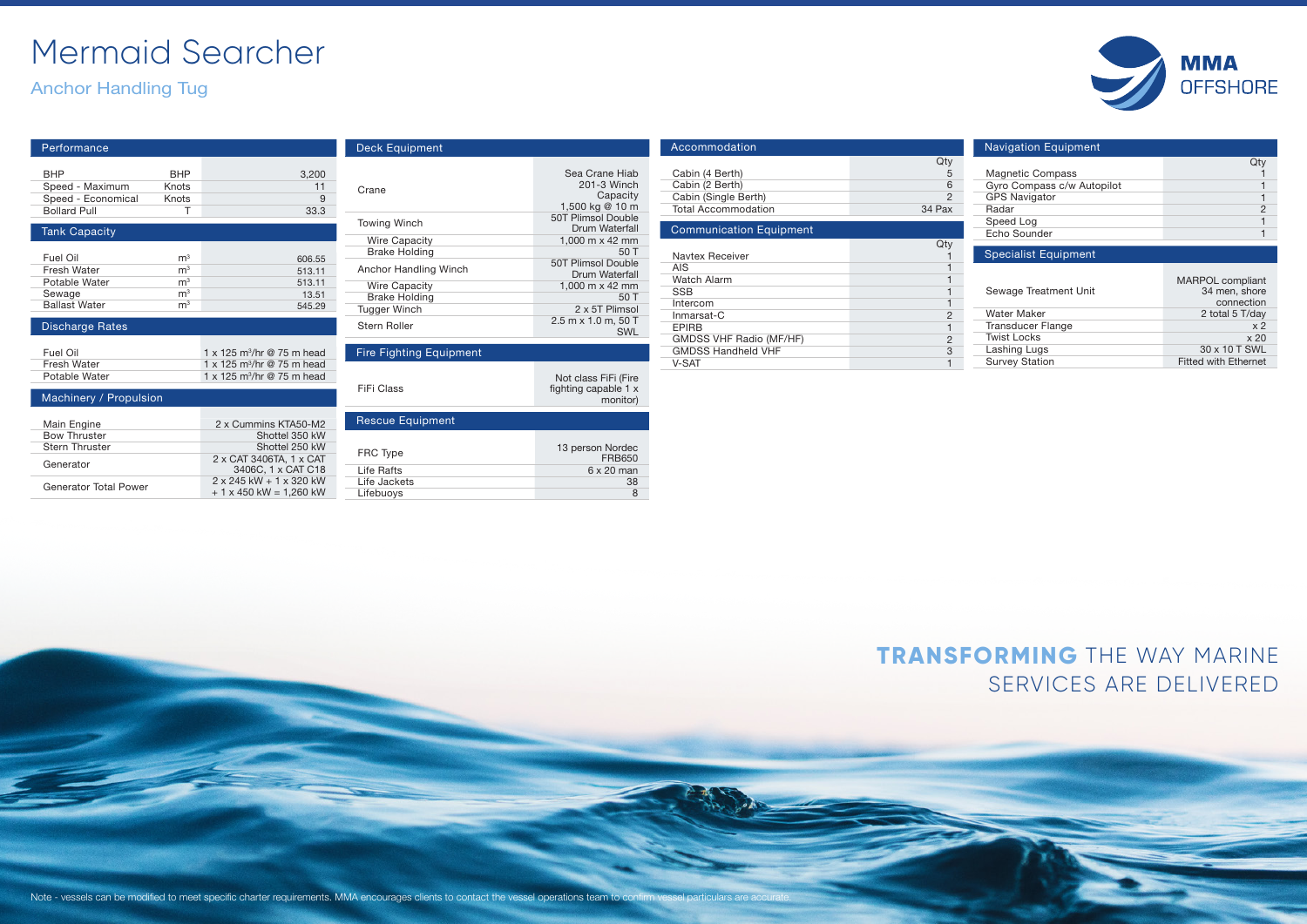# Mermaid Searcher

## Anchor Handling Tug

MMA OFFSHORE

### Performance

| | | |
|---|---|---|
| BHP | BHP | 3,200 |
| Speed - Maximum | Knots | 11 |
| Speed - Economical | Knots | 9 |
| Bollard Pull | T | 33.3 |

### Tank Capacity

| | | |
|---|---|---|
| Fuel Oil | $m^3$ | 606.55 |
| Fresh Water | $m^3$ | 513.11 |
| Potable Water | $m^3$ | 513.11 |
| Sewage | $m^3$ | 13.51 |
| Ballast Water | $m^3$ | 545.29 |

### Discharge Rates

| | |
|---|---|
| Fuel Oil | 1 x 125 $m^3$/hr @ 75 m head |
| Fresh Water | 1 x 125 $m^3$/hr @ 75 m head |
| Potable Water | 1 x 125 $m^3$/hr @ 75 m head |

### Machinery / Propulsion

| | |
|---|---|
| Main Engine | 2 x Cummins KTA50-M2 |
| Bow Thruster | Shottel 350 kW |
| Stern Thruster | Shottel 250 kW |
| Generator | 2 x CAT 3406TA, 1 x CAT 3406C, 1 x CAT C18 |
| Generator Total Power | 2 x 245 kW + 1 x 320 kW + 1 x 450 kW = 1,260 kW |

### Deck Equipment

| | |
|---|---|
| Crane | Sea Crane Hiab 201-3 Winch Capacity 1,500 kg @ 10 m |
| Towing Winch | 50T Plimsol Double Drum Waterfall |
| Wire Capacity | 1,000 m x 42 mm |
| Brake Holding | 50 T |
| Anchor Handling Winch | 50T Plimsol Double Drum Waterfall |
| Wire Capacity | 1,000 m x 42 mm |
| Brake Holding | 50 T |
| Tugger Winch | 2 x 5T Plimsol |
| Stern Roller | 2.5 m x 1.0 m, 50 T SWL |

### Fire Fighting Equipment

| | |
|---|---|
| FiFi Class | Not class FiFi (Fire fighting capable 1 x monitor) |

### Rescue Equipment

| | |
|---|---|
| FRC Type | 13 person Nordec FRB650 |
| Life Rafts | 6 x 20 man |
| Life Jackets | 38 |
| Lifebuoys | 8 |

### Accommodation

| | Qty |
|---|---|
| Cabin (4 Berth) | 5 |
| Cabin (2 Berth) | 6 |
| Cabin (Single Berth) | 2 |
| Total Accommodation | 34 Pax |

### Communication Equipment

| | Qty |
|---|---|
| Navtex Receiver | 1 |
| AIS | 1 |
| Watch Alarm | 1 |
| SSB | 1 |
| Intercom | 1 |
| Inmarsat-C | 2 |
| EPIRB | 1 |
| GMDSS VHF Radio (MF/HF) | 2 |
| GMDSS Handheld VHF | 3 |
| V-SAT | 1 |

### Navigation Equipment

| | Qty |
|---|---|
| Magnetic Compass | 1 |
| Gyro Compass c/w Autopilot | 1 |
| GPS Navigator | 1 |
| Radar | 2 |
| Speed Log | 1 |
| Echo Sounder | 1 |

### Specialist Equipment

| | |
|---|---|
| Sewage Treatment Unit | MARPOL compliant 34 men, shore connection |
| Water Maker | 2 total 5 T/day |
| Transducer Flange | x 2 |
| Twist Locks | x 20 |
| Lashing Lugs | 30 x 10 T SWL |
| Survey Station | Fitted with Ethernet |

**TRANSFORMING** THE WAY MARINE SERVICES ARE DELIVERED

Note - vessels can be modified to meet specific charter requirements. MMA encourages clients to contact the vessel operations team to confirm vessel particulars are accurate.